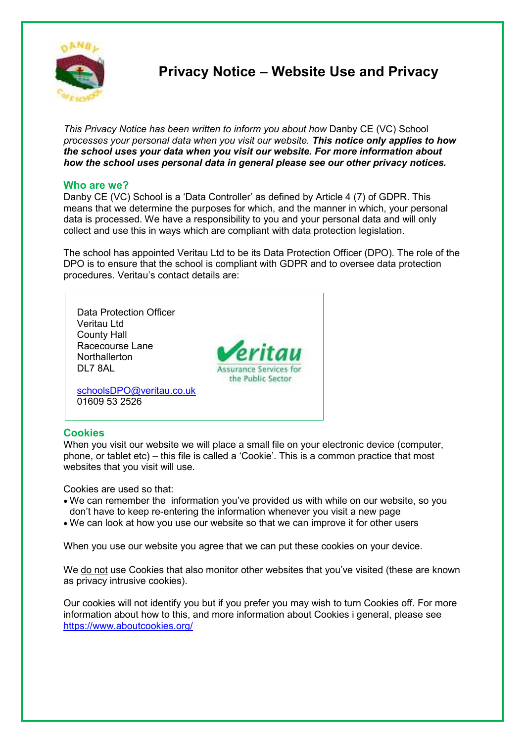# Privacy Notice – Website Use and Privacy

*This Privacy Notice has been written to inform you about how* Danby CE (VC) School *processes your personal data when you visit our website.* ***This notice only applies to how the school uses your data when you visit our website. For more information about how the school uses personal data in general please see our other privacy notices.***

## Who are we?

Danby CE (VC) School is a 'Data Controller' as defined by Article 4 (7) of GDPR. This means that we determine the purposes for which, and the manner in which, your personal data is processed. We have a responsibility to you and your personal data and will only collect and use this in ways which are compliant with data protection legislation.

The school has appointed Veritau Ltd to be its Data Protection Officer (DPO). The role of the DPO is to ensure that the school is compliant with GDPR and to oversee data protection procedures. Veritau's contact details are:

Data Protection Officer
Veritau Ltd
County Hall
Racecourse Lane
Northallerton
DL7 8AL

schoolsDPO@veritau.co.uk
01609 53 2526

## Cookies

When you visit our website we will place a small file on your electronic device (computer, phone, or tablet etc) – this file is called a 'Cookie'. This is a common practice that most websites that you visit will use.

Cookies are used so that:

- We can remember the information you've provided us with while on our website, so you don't have to keep re-entering the information whenever you visit a new page
- We can look at how you use our website so that we can improve it for other users

When you use our website you agree that we can put these cookies on your device.

We do not use Cookies that also monitor other websites that you've visited (these are known as privacy intrusive cookies).

Our cookies will not identify you but if you prefer you may wish to turn Cookies off. For more information about how to this, and more information about Cookies i general, please see https://www.aboutcookies.org/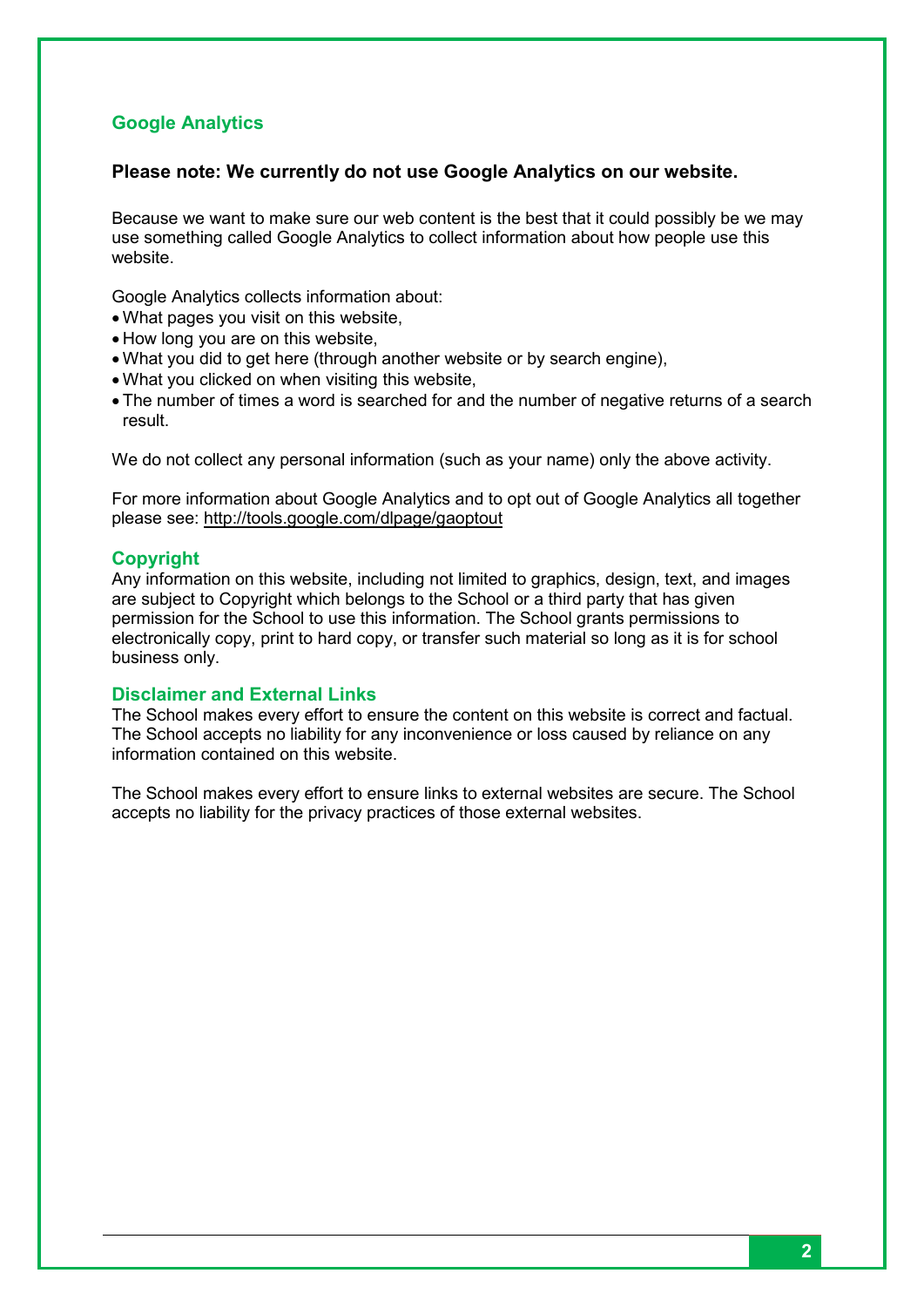## Google Analytics

**Please note: We currently do not use Google Analytics on our website.**

Because we want to make sure our web content is the best that it could possibly be we may use something called Google Analytics to collect information about how people use this website.

Google Analytics collects information about:

- What pages you visit on this website,
- How long you are on this website,
- What you did to get here (through another website or by search engine),
- What you clicked on when visiting this website,
- The number of times a word is searched for and the number of negative returns of a search result.

We do not collect any personal information (such as your name) only the above activity.

For more information about Google Analytics and to opt out of Google Analytics all together please see: http://tools.google.com/dlpage/gaoptout

## Copyright

Any information on this website, including not limited to graphics, design, text, and images are subject to Copyright which belongs to the School or a third party that has given permission for the School to use this information. The School grants permissions to electronically copy, print to hard copy, or transfer such material so long as it is for school business only.

## Disclaimer and External Links

The School makes every effort to ensure the content on this website is correct and factual. The School accepts no liability for any inconvenience or loss caused by reliance on any information contained on this website.

The School makes every effort to ensure links to external websites are secure. The School accepts no liability for the privacy practices of those external websites.